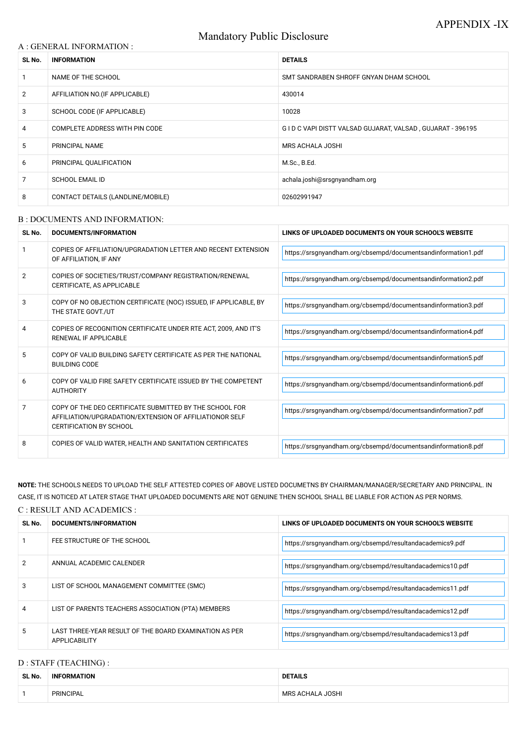APPENDIX -IX

# Mandatory Public Disclosure

## A : GENERAL INFORMATION :

| SL No. | INFORMATION | DETAILS |
|---|---|---|
| 1 | NAME OF THE SCHOOL | SMT SANDRABEN SHROFF GNYAN DHAM SCHOOL |
| 2 | AFFILIATION NO.(IF APPLICABLE) | 430014 |
| 3 | SCHOOL CODE (IF APPLICABLE) | 10028 |
| 4 | COMPLETE ADDRESS WITH PIN CODE | G I D C VAPI DISTT VALSAD GUJARAT, VALSAD , GUJARAT - 396195 |
| 5 | PRINCIPAL NAME | MRS ACHALA JOSHI |
| 6 | PRINCIPAL QUALIFICATION | M.Sc., B.Ed. |
| 7 | SCHOOL EMAIL ID | achala.joshi@srsgnyandham.org |
| 8 | CONTACT DETAILS (LANDLINE/MOBILE) | 02602991947 |

## B : DOCUMENTS AND INFORMATION:

| SL No. | DOCUMENTS/INFORMATION | LINKS OF UPLOADED DOCUMENTS ON YOUR SCHOOL'S WEBSITE |
|---|---|---|
| 1 | COPIES OF AFFILIATION/UPGRADATION LETTER AND RECENT EXTENSION OF AFFILIATION, IF ANY | https://srsgnyandham.org/cbsempd/documentsandinformation1.pdf |
| 2 | COPIES OF SOCIETIES/TRUST/COMPANY REGISTRATION/RENEWAL CERTIFICATE, AS APPLICABLE | https://srsgnyandham.org/cbsempd/documentsandinformation2.pdf |
| 3 | COPY OF NO OBJECTION CERTIFICATE (NOC) ISSUED, IF APPLICABLE, BY THE STATE GOVT./UT | https://srsgnyandham.org/cbsempd/documentsandinformation3.pdf |
| 4 | COPIES OF RECOGNITION CERTIFICATE UNDER RTE ACT, 2009, AND IT'S RENEWAL IF APPLICABLE | https://srsgnyandham.org/cbsempd/documentsandinformation4.pdf |
| 5 | COPY OF VALID BUILDING SAFETY CERTIFICATE AS PER THE NATIONAL BUILDING CODE | https://srsgnyandham.org/cbsempd/documentsandinformation5.pdf |
| 6 | COPY OF VALID FIRE SAFETY CERTIFICATE ISSUED BY THE COMPETENT AUTHORITY | https://srsgnyandham.org/cbsempd/documentsandinformation6.pdf |
| 7 | COPY OF THE DEO CERTIFICATE SUBMITTED BY THE SCHOOL FOR AFFILIATION/UPGRADATION/EXTENSION OF AFFILIATIONOR SELF CERTIFICATION BY SCHOOL | https://srsgnyandham.org/cbsempd/documentsandinformation7.pdf |
| 8 | COPIES OF VALID WATER, HEALTH AND SANITATION CERTIFICATES | https://srsgnyandham.org/cbsempd/documentsandinformation8.pdf |

**NOTE:** THE SCHOOLS NEEDS TO UPLOAD THE SELF ATTESTED COPIES OF ABOVE LISTED DOCUMETNS BY CHAIRMAN/MANAGER/SECRETARY AND PRINCIPAL. IN CASE, IT IS NOTICED AT LATER STAGE THAT UPLOADED DOCUMENTS ARE NOT GENUINE THEN SCHOOL SHALL BE LIABLE FOR ACTION AS PER NORMS.

## C : RESULT AND ACADEMICS :

| SL No. | DOCUMENTS/INFORMATION | LINKS OF UPLOADED DOCUMENTS ON YOUR SCHOOL'S WEBSITE |
|---|---|---|
| 1 | FEE STRUCTURE OF THE SCHOOL | https://srsgnyandham.org/cbsempd/resultandacademics9.pdf |
| 2 | ANNUAL ACADEMIC CALENDER | https://srsgnyandham.org/cbsempd/resultandacademics10.pdf |
| 3 | LIST OF SCHOOL MANAGEMENT COMMITTEE (SMC) | https://srsgnyandham.org/cbsempd/resultandacademics11.pdf |
| 4 | LIST OF PARENTS TEACHERS ASSOCIATION (PTA) MEMBERS | https://srsgnyandham.org/cbsempd/resultandacademics12.pdf |
| 5 | LAST THREE-YEAR RESULT OF THE BOARD EXAMINATION AS PER APPLICABILITY | https://srsgnyandham.org/cbsempd/resultandacademics13.pdf |

## D : STAFF (TEACHING) :

| SL No. | INFORMATION | DETAILS |
|---|---|---|
| 1 | PRINCIPAL | MRS ACHALA JOSHI |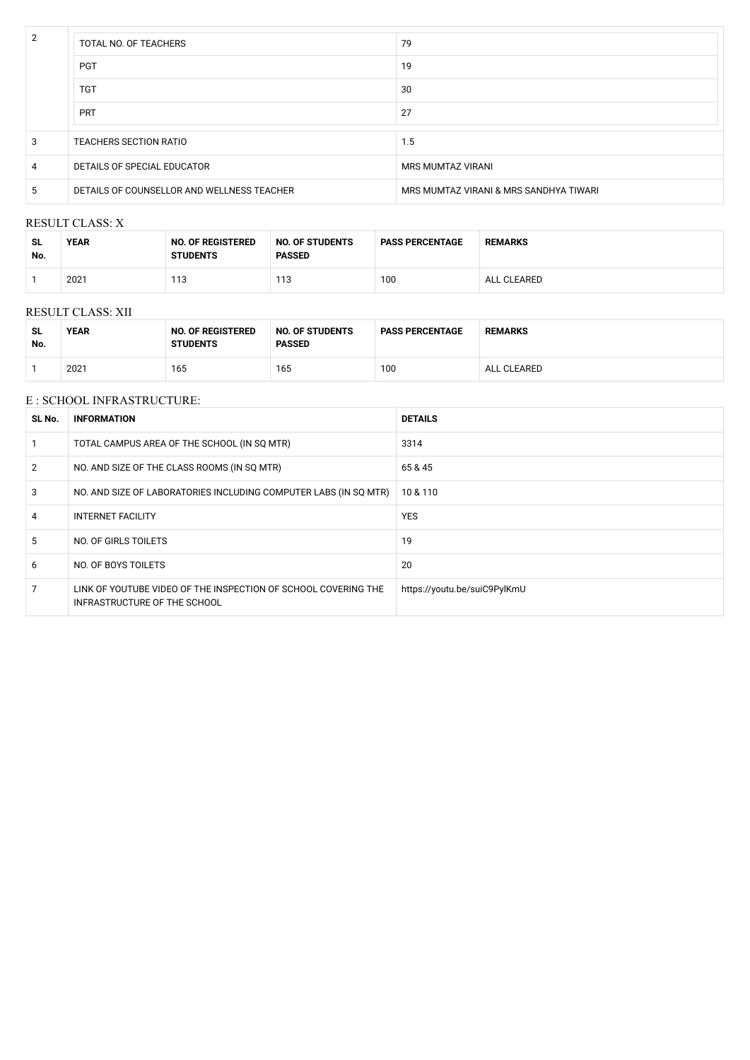| | | |
|---|---|---|
| 2 | TOTAL NO. OF TEACHERS | 79 |
| | PGT | 19 |
| | TGT | 30 |
| | PRT | 27 |
| 3 | TEACHERS SECTION RATIO | 1.5 |
| 4 | DETAILS OF SPECIAL EDUCATOR | MRS MUMTAZ VIRANI |
| 5 | DETAILS OF COUNSELLOR AND WELLNESS TEACHER | MRS MUMTAZ VIRANI & MRS SANDHYA TIWARI |

RESULT CLASS: X

| SL No. | YEAR | NO. OF REGISTERED STUDENTS | NO. OF STUDENTS PASSED | PASS PERCENTAGE | REMARKS |
|---|---|---|---|---|---|
| 1 | 2021 | 113 | 113 | 100 | ALL CLEARED |

RESULT CLASS: XII

| SL No. | YEAR | NO. OF REGISTERED STUDENTS | NO. OF STUDENTS PASSED | PASS PERCENTAGE | REMARKS |
|---|---|---|---|---|---|
| 1 | 2021 | 165 | 165 | 100 | ALL CLEARED |

E : SCHOOL INFRASTRUCTURE:

| SL No. | INFORMATION | DETAILS |
|---|---|---|
| 1 | TOTAL CAMPUS AREA OF THE SCHOOL (IN SQ MTR) | 3314 |
| 2 | NO. AND SIZE OF THE CLASS ROOMS (IN SQ MTR) | 65 & 45 |
| 3 | NO. AND SIZE OF LABORATORIES INCLUDING COMPUTER LABS (IN SQ MTR) | 10 & 110 |
| 4 | INTERNET FACILITY | YES |
| 5 | NO. OF GIRLS TOILETS | 19 |
| 6 | NO. OF BOYS TOILETS | 20 |
| 7 | LINK OF YOUTUBE VIDEO OF THE INSPECTION OF SCHOOL COVERING THE INFRASTRUCTURE OF THE SCHOOL | https://youtu.be/suiC9PylKmU |